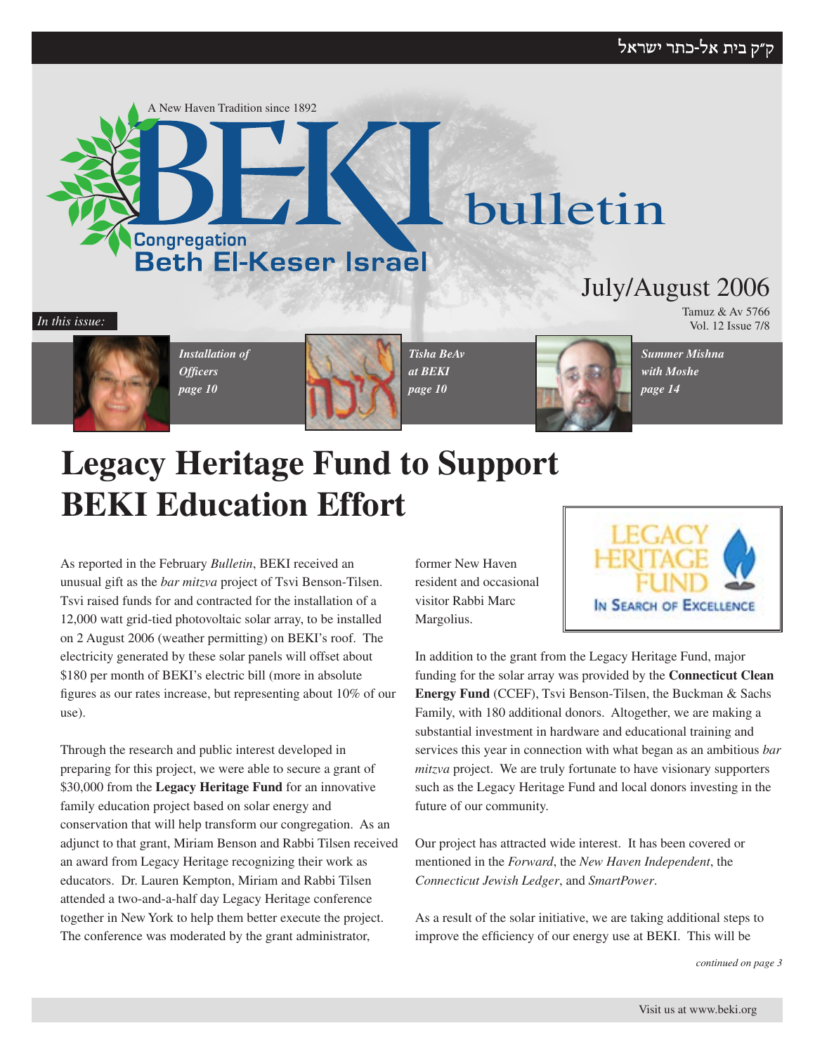ק״ק בית אל-כתר ישראל

A New Haven Tradition since 1892

# BEKI bulletin

Congregation Beth El-Keser Israel

July/August 2006

Tamuz & Av 5766
Vol. 12 Issue 7/8

*In this issue:*

*Installation of Officers page 10*

*Tisha BeAv at BEKI page 10*

*Summer Mishna with Moshe page 14*

# Legacy Heritage Fund to Support BEKI Education Effort

As reported in the February *Bulletin*, BEKI received an unusual gift as the *bar mitzva* project of Tsvi Benson-Tilsen. Tsvi raised funds for and contracted for the installation of a 12,000 watt grid-tied photovoltaic solar array, to be installed on 2 August 2006 (weather permitting) on BEKI's roof. The electricity generated by these solar panels will offset about $180 per month of BEKI's electric bill (more in absolute figures as our rates increase, but representing about 10% of our use).

Through the research and public interest developed in preparing for this project, we were able to secure a grant of $30,000 from the **Legacy Heritage Fund** for an innovative family education project based on solar energy and conservation that will help transform our congregation. As an adjunct to that grant, Miriam Benson and Rabbi Tilsen received an award from Legacy Heritage recognizing their work as educators. Dr. Lauren Kempton, Miriam and Rabbi Tilsen attended a two-and-a-half day Legacy Heritage conference together in New York to help them better execute the project. The conference was moderated by the grant administrator, former New Haven resident and occasional visitor Rabbi Marc Margolius.

LEGACY HERITAGE FUND — In Search of Excellence

In addition to the grant from the Legacy Heritage Fund, major funding for the solar array was provided by the **Connecticut Clean Energy Fund** (CCEF), Tsvi Benson-Tilsen, the Buckman & Sachs Family, with 180 additional donors. Altogether, we are making a substantial investment in hardware and educational training and services this year in connection with what began as an ambitious *bar mitzva* project. We are truly fortunate to have visionary supporters such as the Legacy Heritage Fund and local donors investing in the future of our community.

Our project has attracted wide interest. It has been covered or mentioned in the *Forward*, the *New Haven Independent*, the *Connecticut Jewish Ledger*, and *SmartPower*.

As a result of the solar initiative, we are taking additional steps to improve the efficiency of our energy use at BEKI. This will be

*continued on page 3*

Visit us at www.beki.org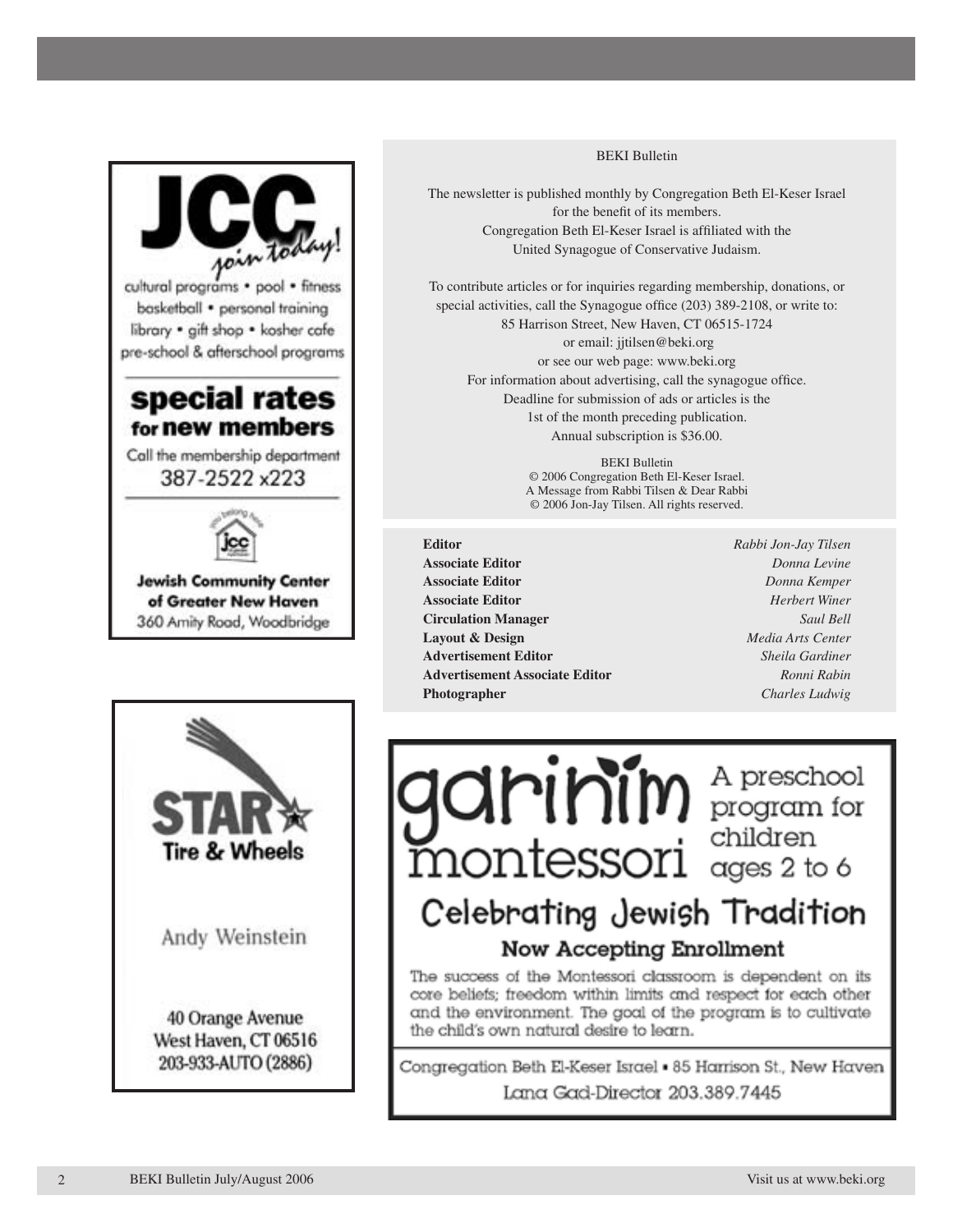**JCC** *join today!*

cultural programs • pool • fitness basketball • personal training library • gift shop • kosher cafe pre-school & afterschool programs

**special rates for new members**

Call the membership department
387-2522 x223

**Jewish Community Center of Greater New Haven**
360 Amity Road, Woodbridge

BEKI Bulletin

The newsletter is published monthly by Congregation Beth El-Keser Israel for the benefit of its members. Congregation Beth El-Keser Israel is affiliated with the United Synagogue of Conservative Judaism.

To contribute articles or for inquiries regarding membership, donations, or special activities, call the Synagogue office (203) 389-2108, or write to: 85 Harrison Street, New Haven, CT 06515-1724 or email: jjtilsen@beki.org or see our web page: www.beki.org
For information about advertising, call the synagogue office.
Deadline for submission of ads or articles is the 1st of the month preceding publication.
Annual subscription is $36.00.

BEKI Bulletin
© 2006 Congregation Beth El-Keser Israel.
A Message from Rabbi Tilsen & Dear Rabbi
© 2006 Jon-Jay Tilsen. All rights reserved.

| | |
|---|---|
| **Editor** | *Rabbi Jon-Jay Tilsen* |
| **Associate Editor** | *Donna Levine* |
| **Associate Editor** | *Donna Kemper* |
| **Associate Editor** | *Herbert Winer* |
| **Circulation Manager** | *Saul Bell* |
| **Layout & Design** | *Media Arts Center* |
| **Advertisement Editor** | *Sheila Gardiner* |
| **Advertisement Associate Editor** | *Ronni Rabin* |
| **Photographer** | *Charles Ludwig* |

**STAR Tire & Wheels**

Andy Weinstein

40 Orange Avenue
West Haven, CT 06516
203-933-AUTO (2886)

**garinim montessori** A preschool program for children ages 2 to 6

**Celebrating Jewish Tradition**

**Now Accepting Enrollment**

The success of the Montessori classroom is dependent on its core beliefs; freedom within limits and respect for each other and the environment. The goal of the program is to cultivate the child's own natural desire to learn.

Congregation Beth El-Keser Israel • 85 Harrison St., New Haven
Lana Gad-Director 203.389.7445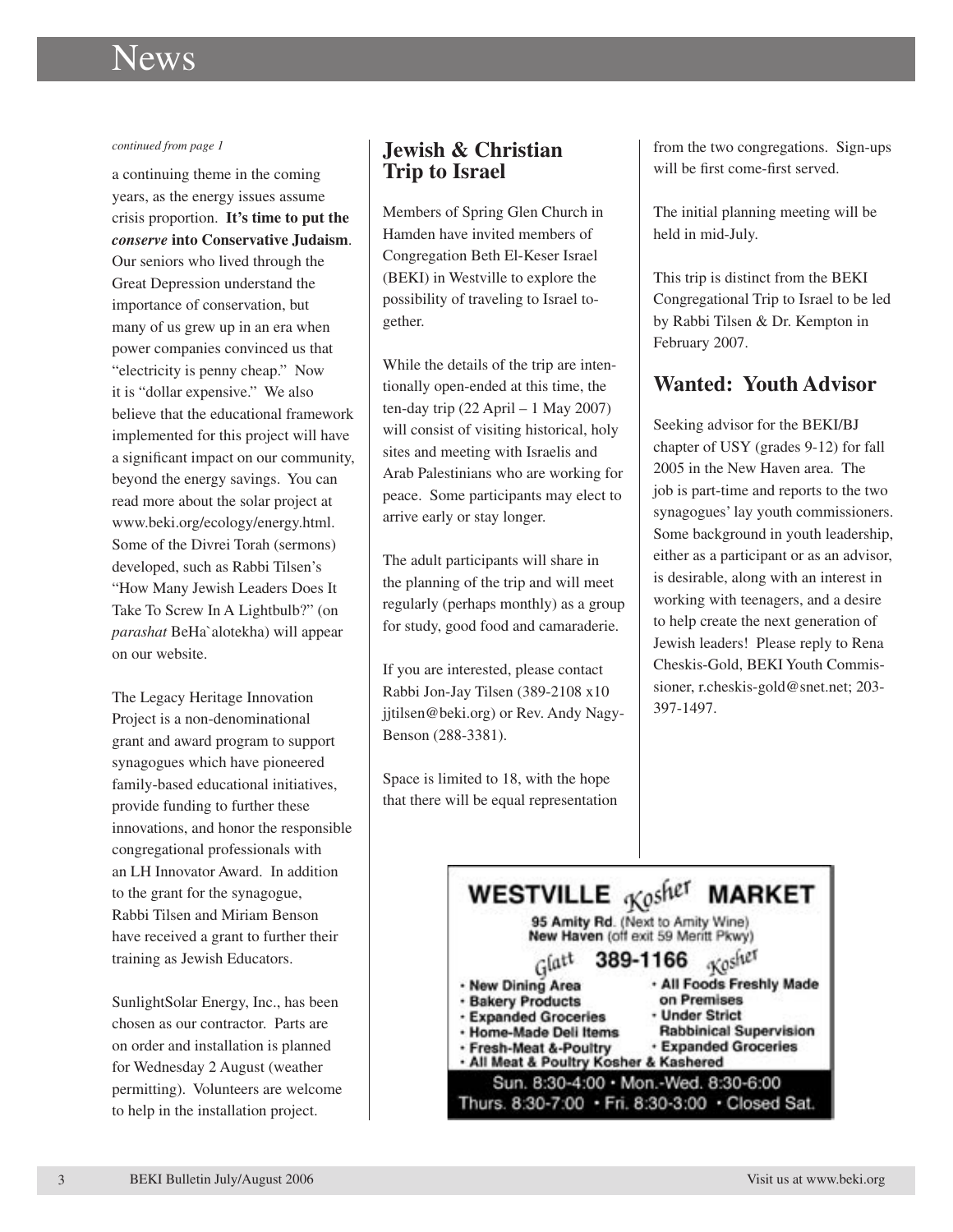# News

*continued from page 1*

a continuing theme in the coming years, as the energy issues assume crisis proportion. **It's time to put the *conserve* into Conservative Judaism**. Our seniors who lived through the Great Depression understand the importance of conservation, but many of us grew up in an era when power companies convinced us that "electricity is penny cheap." Now it is "dollar expensive." We also believe that the educational framework implemented for this project will have a significant impact on our community, beyond the energy savings. You can read more about the solar project at www.beki.org/ecology/energy.html. Some of the Divrei Torah (sermons) developed, such as Rabbi Tilsen's "How Many Jewish Leaders Does It Take To Screw In A Lightbulb?" (on *parashat* BeHa`alotekha) will appear on our website.

The Legacy Heritage Innovation Project is a non-denominational grant and award program to support synagogues which have pioneered family-based educational initiatives, provide funding to further these innovations, and honor the responsible congregational professionals with an LH Innovator Award. In addition to the grant for the synagogue, Rabbi Tilsen and Miriam Benson have received a grant to further their training as Jewish Educators.

SunlightSolar Energy, Inc., has been chosen as our contractor. Parts are on order and installation is planned for Wednesday 2 August (weather permitting). Volunteers are welcome to help in the installation project.

## Jewish & Christian Trip to Israel

Members of Spring Glen Church in Hamden have invited members of Congregation Beth El-Keser Israel (BEKI) in Westville to explore the possibility of traveling to Israel together.

While the details of the trip are intentionally open-ended at this time, the ten-day trip (22 April – 1 May 2007) will consist of visiting historical, holy sites and meeting with Israelis and Arab Palestinians who are working for peace. Some participants may elect to arrive early or stay longer.

The adult participants will share in the planning of the trip and will meet regularly (perhaps monthly) as a group for study, good food and camaraderie.

If you are interested, please contact Rabbi Jon-Jay Tilsen (389-2108 x10 jjtilsen@beki.org) or Rev. Andy Nagy-Benson (288-3381).

Space is limited to 18, with the hope that there will be equal representation from the two congregations. Sign-ups will be first come-first served.

The initial planning meeting will be held in mid-July.

This trip is distinct from the BEKI Congregational Trip to Israel to be led by Rabbi Tilsen & Dr. Kempton in February 2007.

## Wanted: Youth Advisor

Seeking advisor for the BEKI/BJ chapter of USY (grades 9-12) for fall 2005 in the New Haven area. The job is part-time and reports to the two synagogues' lay youth commissioners. Some background in youth leadership, either as a participant or as an advisor, is desirable, along with an interest in working with teenagers, and a desire to help create the next generation of Jewish leaders! Please reply to Rena Cheskis-Gold, BEKI Youth Commissioner, r.cheskis-gold@snet.net; 203-397-1497.

**WESTVILLE *Kosher* MARKET**

95 Amity Rd. (Next to Amity Wine)
New Haven (off exit 59 Merritt Pkwy)

*Glatt* 389-1166 *Kosher*

- New Dining Area
- Bakery Products
- Expanded Groceries
- Home-Made Deli Items
- Fresh-Meat &-Poultry
- All Foods Freshly Made on Premises
- Under Strict Rabbinical Supervision
- Expanded Groceries
- All Meat & Poultry Kosher & Kashered

Sun. 8:30-4:00 • Mon.-Wed. 8:30-6:00
Thurs. 8:30-7:00 • Fri. 8:30-3:00 • Closed Sat.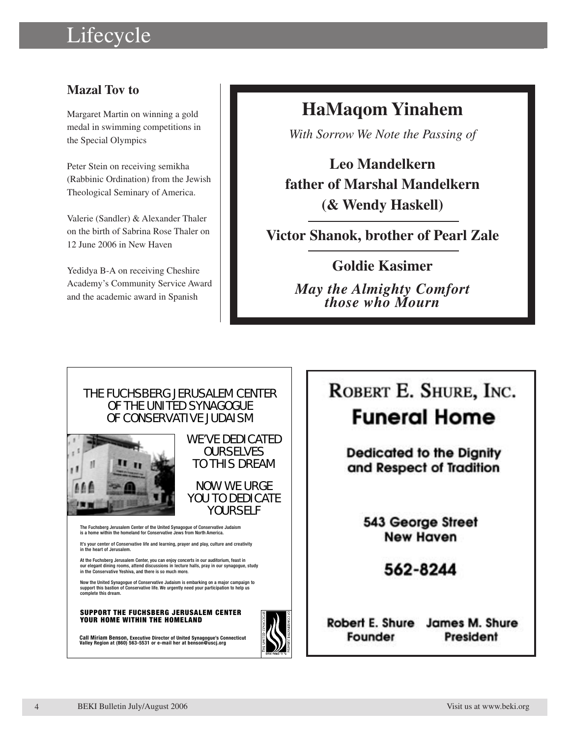# Lifecycle

## Mazal Tov to

Margaret Martin on winning a gold medal in swimming competitions in the Special Olympics

Peter Stein on receiving semikha (Rabbinic Ordination) from the Jewish Theological Seminary of America.

Valerie (Sandler) & Alexander Thaler on the birth of Sabrina Rose Thaler on 12 June 2006 in New Haven

Yedidya B-A on receiving Cheshire Academy's Community Service Award and the academic award in Spanish

## HaMaqom Yinahem

*With Sorrow We Note the Passing of*

**Leo Mandelkern**
**father of Marshal Mandelkern**
**(& Wendy Haskell)**

---

**Victor Shanok, brother of Pearl Zale**

---

**Goldie Kasimer**

***May the Almighty Comfort those who Mourn***

THE FUCHSBERG JERUSALEM CENTER OF THE UNITED SYNAGOGUE OF CONSERVATIVE JUDAISM

WE'VE DEDICATED OURSELVES TO THIS DREAM

NOW WE URGE YOU TO DEDICATE YOURSELF

The Fuchsberg Jerusalem Center of the United Synagogue of Conservative Judaism is a home within the homeland for Conservative Jews from North America.

It's your center of Conservative life and learning, prayer and play, culture and creativity in the heart of Jerusalem.

At the Fuchsberg Jerusalem Center, you can enjoy concerts in our auditorium, feast in our elegant dining rooms, attend discussions in lecture halls, pray in our synagogue, study in the Conservative Yeshiva, and there is so much more.

Now the United Synagogue of Conservative Judaism is embarking on a major campaign to support this bastion of Conservative life. We urgently need your participation to help us complete this dream.

**SUPPORT THE FUCHSBERG JERUSALEM CENTER YOUR HOME WITHIN THE HOMELAND**

**Call Miriam Benson,** Executive Director of United Synagogue's Connecticut Valley Region at (860) 563-5531 or e-mail her at benson@uscj.org

**ROBERT E. SHURE, INC.**
**Funeral Home**

**Dedicated to the Dignity and Respect of Tradition**

**543 George Street**
**New Haven**

**562-8244**

**Robert E. Shure** — Founder
**James M. Shure** — President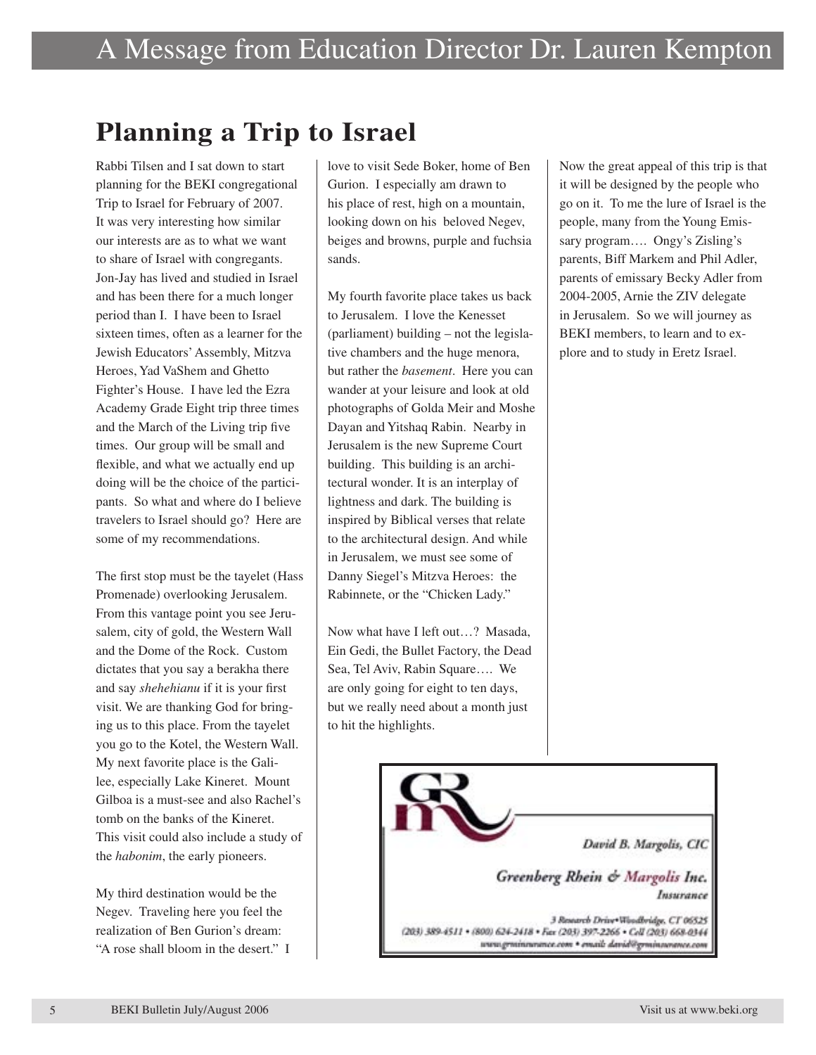# A Message from Education Director Dr. Lauren Kempton

## Planning a Trip to Israel

Rabbi Tilsen and I sat down to start planning for the BEKI congregational Trip to Israel for February of 2007. It was very interesting how similar our interests are as to what we want to share of Israel with congregants. Jon-Jay has lived and studied in Israel and has been there for a much longer period than I. I have been to Israel sixteen times, often as a learner for the Jewish Educators' Assembly, Mitzva Heroes, Yad VaShem and Ghetto Fighter's House. I have led the Ezra Academy Grade Eight trip three times and the March of the Living trip five times. Our group will be small and flexible, and what we actually end up doing will be the choice of the participants. So what and where do I believe travelers to Israel should go? Here are some of my recommendations.

The first stop must be the tayelet (Hass Promenade) overlooking Jerusalem. From this vantage point you see Jerusalem, city of gold, the Western Wall and the Dome of the Rock. Custom dictates that you say a berakha there and say *shehehianu* if it is your first visit. We are thanking God for bringing us to this place. From the tayelet you go to the Kotel, the Western Wall. My next favorite place is the Galilee, especially Lake Kineret. Mount Gilboa is a must-see and also Rachel's tomb on the banks of the Kineret. This visit could also include a study of the *habonim*, the early pioneers.

My third destination would be the Negev. Traveling here you feel the realization of Ben Gurion's dream: "A rose shall bloom in the desert." I love to visit Sede Boker, home of Ben Gurion. I especially am drawn to his place of rest, high on a mountain, looking down on his beloved Negev, beiges and browns, purple and fuchsia sands.

My fourth favorite place takes us back to Jerusalem. I love the Kenesset (parliament) building – not the legislative chambers and the huge menora, but rather the *basement*. Here you can wander at your leisure and look at old photographs of Golda Meir and Moshe Dayan and Yitshaq Rabin. Nearby in Jerusalem is the new Supreme Court building. This building is an architectural wonder. It is an interplay of lightness and dark. The building is inspired by Biblical verses that relate to the architectural design. And while in Jerusalem, we must see some of Danny Siegel's Mitzva Heroes: the Rabinnete, or the "Chicken Lady."

Now what have I left out…? Masada, Ein Gedi, the Bullet Factory, the Dead Sea, Tel Aviv, Rabin Square…. We are only going for eight to ten days, but we really need about a month just to hit the highlights.

Now the great appeal of this trip is that it will be designed by the people who go on it. To me the lure of Israel is the people, many from the Young Emissary program…. Ongy's Zisling's parents, Biff Markem and Phil Adler, parents of emissary Becky Adler from 2004-2005, Arnie the ZIV delegate in Jerusalem. So we will journey as BEKI members, to learn and to explore and to study in Eretz Israel.

---

David B. Margolis, CIC

Greenberg Rhein & Margolis Inc.
Insurance

3 Research Drive • Woodbridge, CT 06525
(203) 389-4511 • (800) 624-2418 • Fax (203) 397-2266 • Cell (203) 668-0344
www.grminsurance.com • email: david@grminsurance.com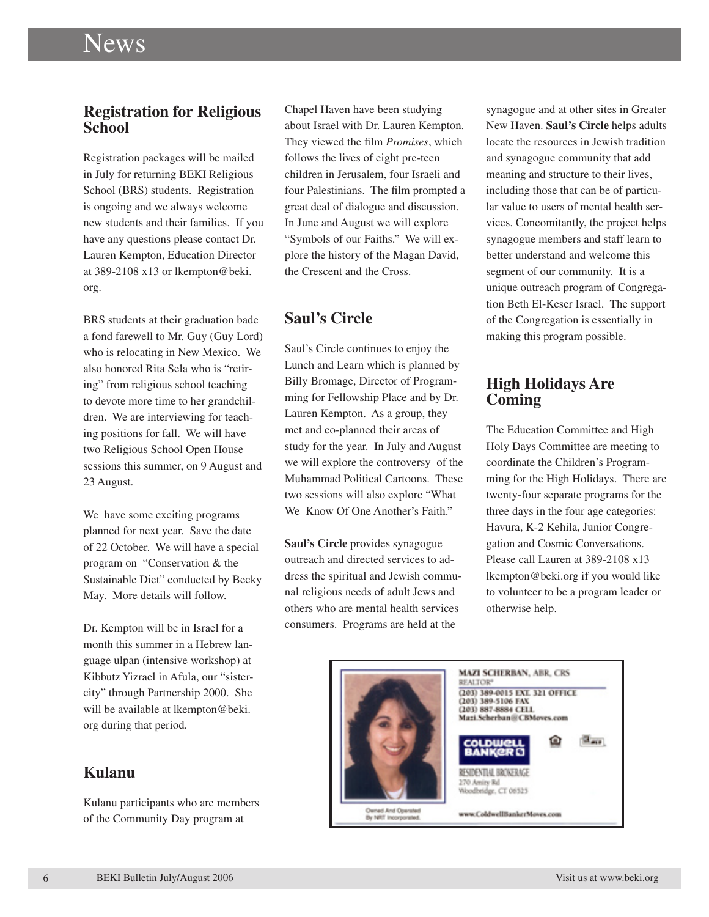# News

## Registration for Religious School

Registration packages will be mailed in July for returning BEKI Religious School (BRS) students. Registration is ongoing and we always welcome new students and their families. If you have any questions please contact Dr. Lauren Kempton, Education Director at 389-2108 x13 or lkempton@beki.org.

BRS students at their graduation bade a fond farewell to Mr. Guy (Guy Lord) who is relocating in New Mexico. We also honored Rita Sela who is "retiring" from religious school teaching to devote more time to her grandchildren. We are interviewing for teaching positions for fall. We will have two Religious School Open House sessions this summer, on 9 August and 23 August.

We have some exciting programs planned for next year. Save the date of 22 October. We will have a special program on "Conservation & the Sustainable Diet" conducted by Becky May. More details will follow.

Dr. Kempton will be in Israel for a month this summer in a Hebrew language ulpan (intensive workshop) at Kibbutz Yizrael in Afula, our "sister-city" through Partnership 2000. She will be available at lkempton@beki.org during that period.

## Kulanu

Kulanu participants who are members of the Community Day program at Chapel Haven have been studying about Israel with Dr. Lauren Kempton. They viewed the film *Promises*, which follows the lives of eight pre-teen children in Jerusalem, four Israeli and four Palestinians. The film prompted a great deal of dialogue and discussion. In June and August we will explore "Symbols of our Faiths." We will explore the history of the Magan David, the Crescent and the Cross.

## Saul's Circle

Saul's Circle continues to enjoy the Lunch and Learn which is planned by Billy Bromage, Director of Programming for Fellowship Place and by Dr. Lauren Kempton. As a group, they met and co-planned their areas of study for the year. In July and August we will explore the controversy of the Muhammad Political Cartoons. These two sessions will also explore "What We Know Of One Another's Faith."

**Saul's Circle** provides synagogue outreach and directed services to address the spiritual and Jewish communal religious needs of adult Jews and others who are mental health services consumers. Programs are held at the synagogue and at other sites in Greater New Haven. **Saul's Circle** helps adults locate the resources in Jewish tradition and synagogue community that add meaning and structure to their lives, including those that can be of particular value to users of mental health services. Concomitantly, the project helps synagogue members and staff learn to better understand and welcome this segment of our community. It is a unique outreach program of Congregation Beth El-Keser Israel. The support of the Congregation is essentially in making this program possible.

## High Holidays Are Coming

The Education Committee and High Holy Days Committee are meeting to coordinate the Children's Programming for the High Holidays. There are twenty-four separate programs for the three days in the four age categories: Havura, K-2 Kehila, Junior Congregation and Cosmic Conversations. Please call Lauren at 389-2108 x13 lkempton@beki.org if you would like to volunteer to be a program leader or otherwise help.

MAZI SCHERBAN, ABR, CRS
REALTOR®
(203) 389-0015 EXT. 321 OFFICE
(203) 389-5106 FAX
(203) 887-8884 CELL
Mazi.Scherban@CBMoves.com

COLDWELL BANKER
RESIDENTIAL BROKERAGE
270 Amity Rd
Woodbridge, CT 06525

Owned And Operated By NRT Incorporated.

www.ColdwellBankerMoves.com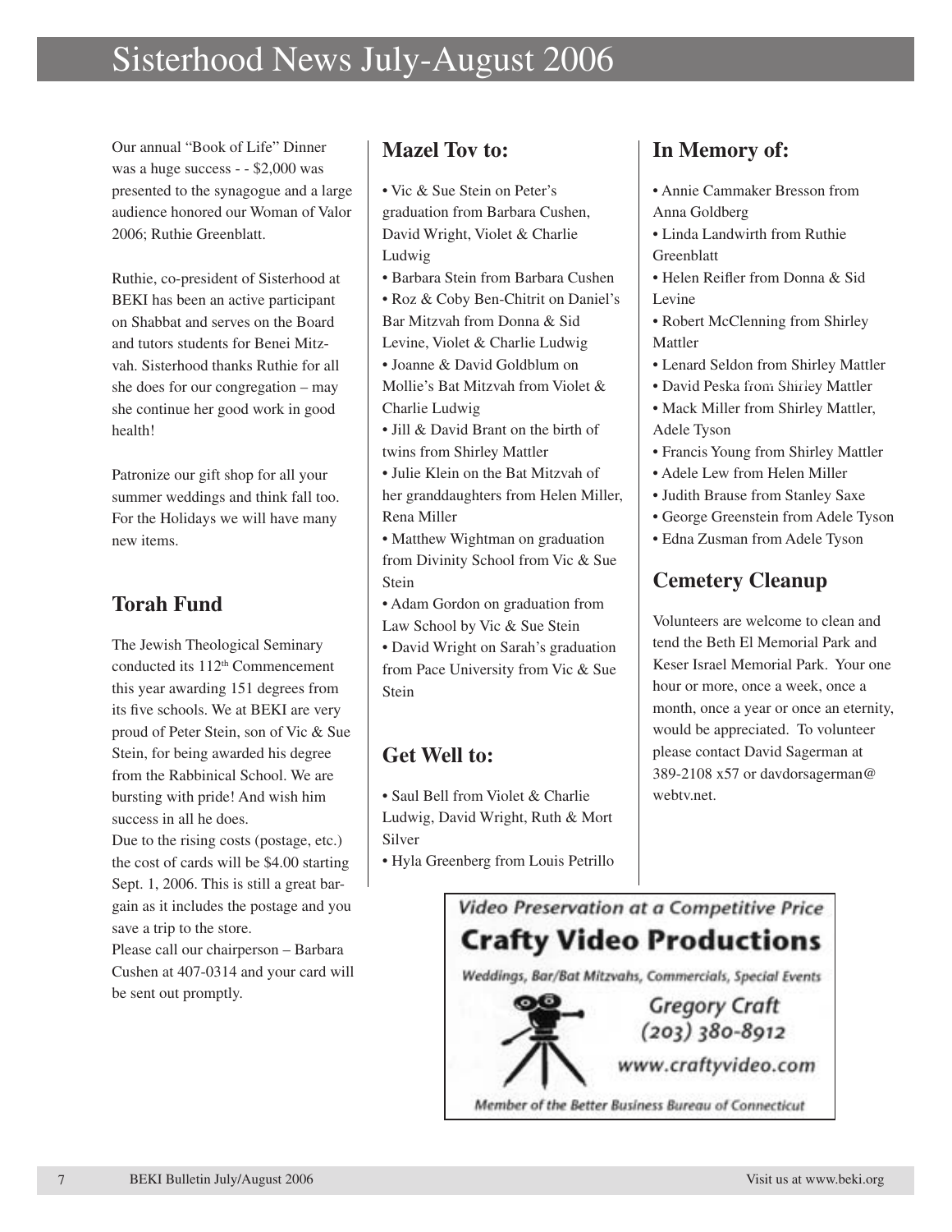# Sisterhood News July-August 2006

Our annual "Book of Life" Dinner was a huge success - - $2,000 was presented to the synagogue and a large audience honored our Woman of Valor 2006; Ruthie Greenblatt.

Ruthie, co-president of Sisterhood at BEKI has been an active participant on Shabbat and serves on the Board and tutors students for Benei Mitzvah. Sisterhood thanks Ruthie for all she does for our congregation – may she continue her good work in good health!

Patronize our gift shop for all your summer weddings and think fall too. For the Holidays we will have many new items.

## Torah Fund

The Jewish Theological Seminary conducted its 112th Commencement this year awarding 151 degrees from its five schools. We at BEKI are very proud of Peter Stein, son of Vic & Sue Stein, for being awarded his degree from the Rabbinical School. We are bursting with pride! And wish him success in all he does.

Due to the rising costs (postage, etc.) the cost of cards will be $4.00 starting Sept. 1, 2006. This is still a great bargain as it includes the postage and you save a trip to the store.

Please call our chairperson – Barbara Cushen at 407-0314 and your card will be sent out promptly.

## Mazel Tov to:

- Vic & Sue Stein on Peter's graduation from Barbara Cushen, David Wright, Violet & Charlie Ludwig
- Barbara Stein from Barbara Cushen
- Roz & Coby Ben-Chitrit on Daniel's Bar Mitzvah from Donna & Sid Levine, Violet & Charlie Ludwig
- Joanne & David Goldblum on Mollie's Bat Mitzvah from Violet & Charlie Ludwig
- Jill & David Brant on the birth of twins from Shirley Mattler
- Julie Klein on the Bat Mitzvah of her granddaughters from Helen Miller, Rena Miller
- Matthew Wightman on graduation from Divinity School from Vic & Sue Stein
- Adam Gordon on graduation from Law School by Vic & Sue Stein
- David Wright on Sarah's graduation from Pace University from Vic & Sue Stein

## Get Well to:

- Saul Bell from Violet & Charlie Ludwig, David Wright, Ruth & Mort Silver
- Hyla Greenberg from Louis Petrillo

## In Memory of:

- Annie Cammaker Bresson from Anna Goldberg
- Linda Landwirth from Ruthie Greenblatt
- Helen Reifler from Donna & Sid Levine
- Robert McClenning from Shirley Mattler
- Lenard Seldon from Shirley Mattler
- David Peska from Shirley Mattler
- Mack Miller from Shirley Mattler, Adele Tyson
- Francis Young from Shirley Mattler
- Adele Lew from Helen Miller
- Judith Brause from Stanley Saxe
- George Greenstein from Adele Tyson
- Edna Zusman from Adele Tyson

## Cemetery Cleanup

Volunteers are welcome to clean and tend the Beth El Memorial Park and Keser Israel Memorial Park. Your one hour or more, once a week, once a month, once a year or once an eternity, would be appreciated. To volunteer please contact David Sagerman at 389-2108 x57 or davdorsagerman@webtv.net.

*Video Preservation at a Competitive Price*

**Crafty Video Productions**

*Weddings, Bar/Bat Mitzvahs, Commercials, Special Events*

*Gregory Craft*
*(203) 380-8912*

*www.craftyvideo.com*

*Member of the Better Business Bureau of Connecticut*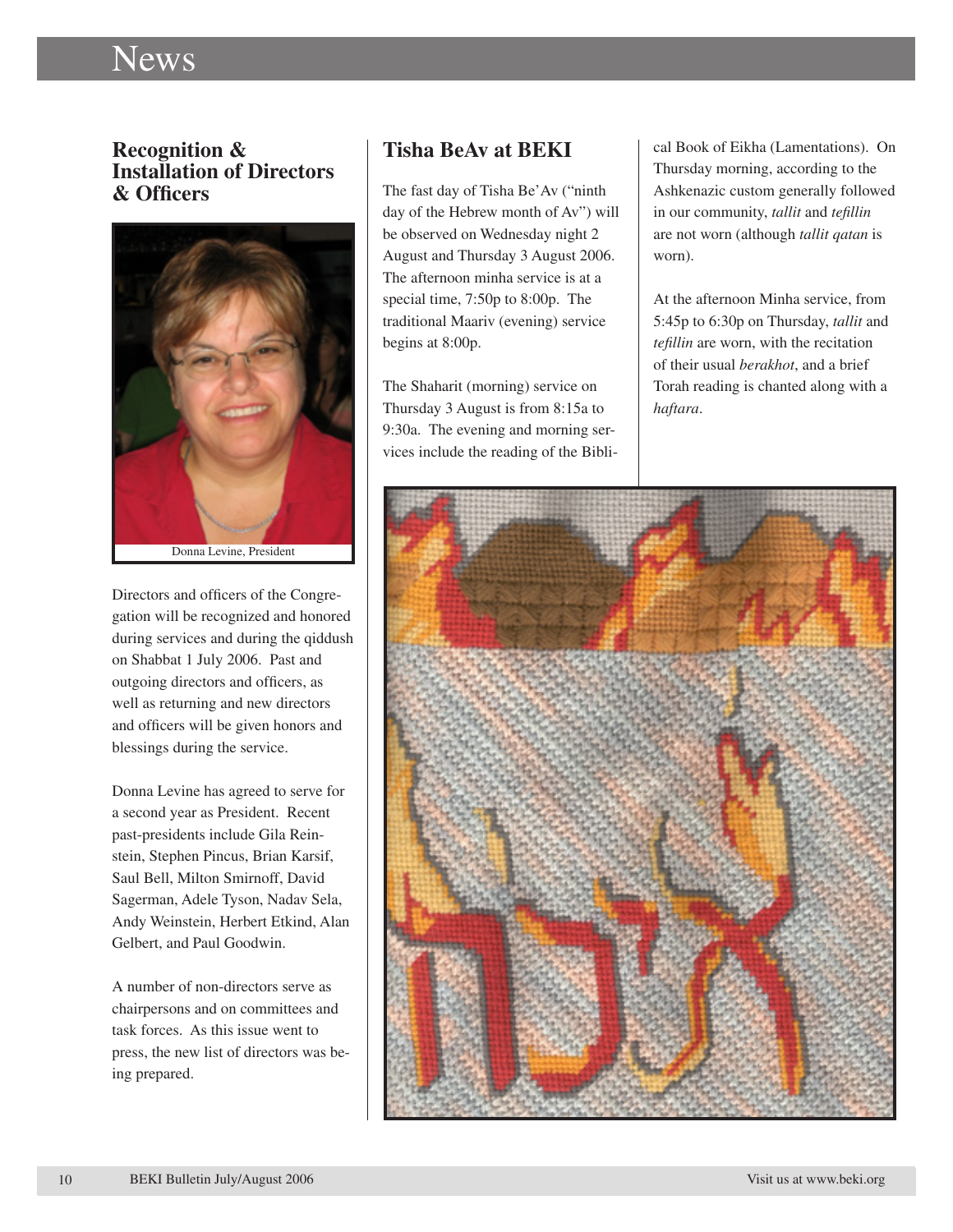# News

## Recognition & Installation of Directors & Officers

Donna Levine, President

Directors and officers of the Congregation will be recognized and honored during services and during the qiddush on Shabbat 1 July 2006. Past and outgoing directors and officers, as well as returning and new directors and officers will be given honors and blessings during the service.

Donna Levine has agreed to serve for a second year as President. Recent past-presidents include Gila Reinstein, Stephen Pincus, Brian Karsif, Saul Bell, Milton Smirnoff, David Sagerman, Adele Tyson, Nadav Sela, Andy Weinstein, Herbert Etkind, Alan Gelbert, and Paul Goodwin.

A number of non-directors serve as chairpersons and on committees and task forces. As this issue went to press, the new list of directors was being prepared.

## Tisha BeAv at BEKI

The fast day of Tisha Be'Av ("ninth day of the Hebrew month of Av") will be observed on Wednesday night 2 August and Thursday 3 August 2006. The afternoon minha service is at a special time, 7:50p to 8:00p. The traditional Maariv (evening) service begins at 8:00p.

The Shaharit (morning) service on Thursday 3 August is from 8:15a to 9:30a. The evening and morning services include the reading of the Biblical Book of Eikha (Lamentations). On Thursday morning, according to the Ashkenazic custom generally followed in our community, *tallit* and *tefillin* are not worn (although *tallit qatan* is worn).

At the afternoon Minha service, from 5:45p to 6:30p on Thursday, *tallit* and *tefillin* are worn, with the recitation of their usual *berakhot*, and a brief Torah reading is chanted along with a *haftara*.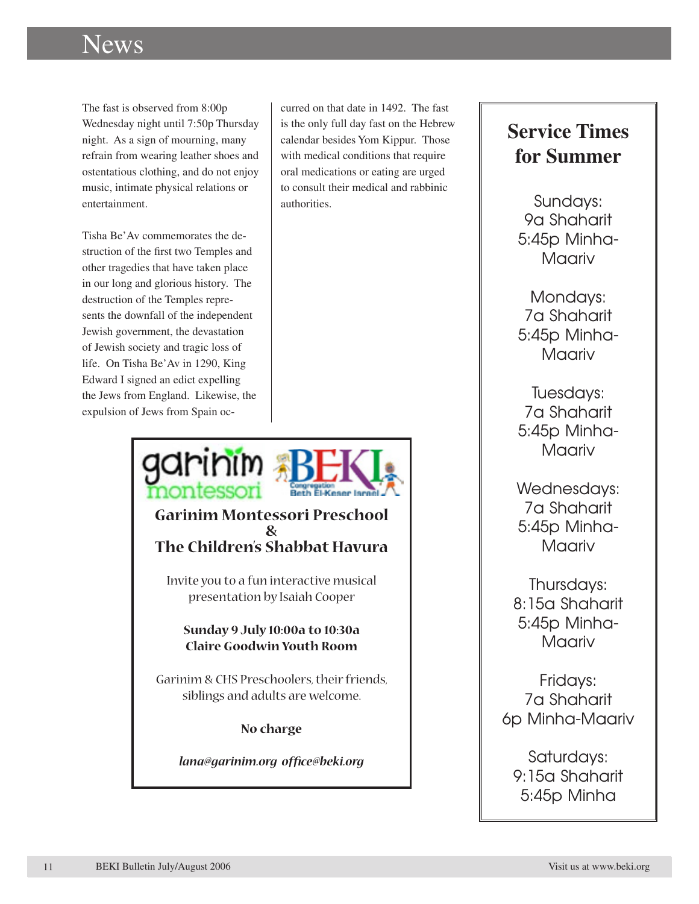# News

The fast is observed from 8:00p Wednesday night until 7:50p Thursday night. As a sign of mourning, many refrain from wearing leather shoes and ostentatious clothing, and do not enjoy music, intimate physical relations or entertainment.

Tisha Be'Av commemorates the destruction of the first two Temples and other tragedies that have taken place in our long and glorious history. The destruction of the Temples represents the downfall of the independent Jewish government, the devastation of Jewish society and tragic loss of life. On Tisha Be'Av in 1290, King Edward I signed an edict expelling the Jews from England. Likewise, the expulsion of Jews from Spain occurred on that date in 1492. The fast is the only full day fast on the Hebrew calendar besides Yom Kippur. Those with medical conditions that require oral medications or eating are urged to consult their medical and rabbinic authorities.

garinim montessori | BEKI Congregation Beth El-Keser Israel

**Garinim Montessori Preschool & The Children's Shabbat Havura**

Invite you to a fun interactive musical presentation by Isaiah Cooper

**Sunday 9 July 10:00a to 10:30a**
**Claire Goodwin Youth Room**

Garinim & CHS Preschoolers, their friends, siblings and adults are welcome.

**No charge**

***lana@garinim.org office@beki.org***

## Service Times for Summer

Sundays:
9a Shaharit
5:45p Minha-Maariv

Mondays:
7a Shaharit
5:45p Minha-Maariv

Tuesdays:
7a Shaharit
5:45p Minha-Maariv

Wednesdays:
7a Shaharit
5:45p Minha-Maariv

Thursdays:
8:15a Shaharit
5:45p Minha-Maariv

Fridays:
7a Shaharit
6p Minha-Maariv

Saturdays:
9:15a Shaharit
5:45p Minha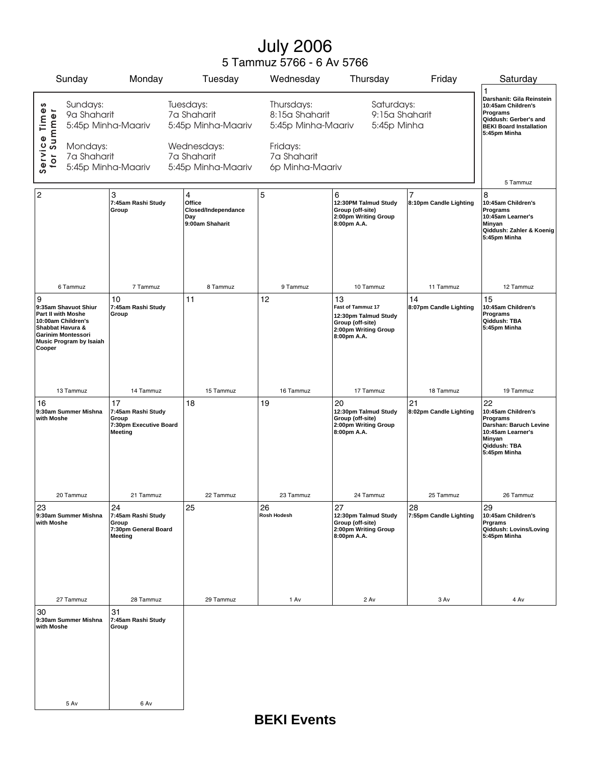# July 2006

5 Tammuz 5766 - 6 Av 5766

**Service Times for Summer**

Sundays:
9a Shaharit
5:45p Minha-Maariv

Mondays:
7a Shaharit
5:45p Minha-Maariv

Tuesdays:
7a Shaharit
5:45p Minha-Maariv

Wednesdays:
7a Shaharit
5:45p Minha-Maariv

Thursdays:
8:15a Shaharit
5:45p Minha-Maariv

Fridays:
7a Shaharit
6p Minha-Maariv

Saturdays:
9:15a Shaharit
5:45p Minha

| Sunday | Monday | Tuesday | Wednesday | Thursday | Friday | Saturday |
|---|---|---|---|---|---|---|
| | | | | | | 1<br>**Darshanit: Gila Reinstein**<br>**10:45am Children's Programs**<br>**Qiddush: Gerber's and BEKI Board Installation**<br>**5:45pm Minha**<br>5 Tammuz |
| 2<br>6 Tammuz | 3<br>**7:45am Rashi Study Group**<br>7 Tammuz | 4<br>**Office Closed/Independance Day**<br>**9:00am Shaharit**<br>8 Tammuz | 5<br>9 Tammuz | 6<br>**12:30PM Talmud Study Group (off-site)**<br>**2:00pm Writing Group**<br>**8:00pm A.A.**<br>10 Tammuz | 7<br>**8:10pm Candle Lighting**<br>11 Tammuz | 8<br>**10:45am Children's Programs**<br>**10:45am Learner's Minyan**<br>**Qiddush: Zahler & Koenig**<br>**5:45pm Minha**<br>12 Tammuz |
| 9<br>**9:35am Shavuot Shiur Part II with Moshe**<br>**10:00am Children's Shabbat Havura & Garinim Montessori Music Program by Isaiah Cooper**<br>13 Tammuz | 10<br>**7:45am Rashi Study Group**<br>14 Tammuz | 11<br>15 Tammuz | 12<br>16 Tammuz | 13<br>**Fast of Tammuz 17**<br>**12:30pm Talmud Study Group (off-site)**<br>**2:00pm Writing Group**<br>**8:00pm A.A.**<br>17 Tammuz | 14<br>**8:07pm Candle Lighting**<br>18 Tammuz | 15<br>**10:45am Children's Programs**<br>**Qiddush: TBA**<br>**5:45pm Minha**<br>19 Tammuz |
| 16<br>**9:30am Summer Mishna with Moshe**<br>20 Tammuz | 17<br>**7:45am Rashi Study Group**<br>**7:30pm Executive Board Meeting**<br>21 Tammuz | 18<br>22 Tammuz | 19<br>23 Tammuz | 20<br>**12:30pm Talmud Study Group (off-site)**<br>**2:00pm Writing Group**<br>**8:00pm A.A.**<br>24 Tammuz | 21<br>**8:02pm Candle Lighting**<br>25 Tammuz | 22<br>**10:45am Children's Programs**<br>**Darshan: Baruch Levine**<br>**10:45am Learner's Minyan**<br>**Qiddush: TBA**<br>**5:45pm Minha**<br>26 Tammuz |
| 23<br>**9:30am Summer Mishna with Moshe**<br>27 Tammuz | 24<br>**7:45am Rashi Study Group**<br>**7:30pm General Board Meeting**<br>28 Tammuz | 25<br>29 Tammuz | 26<br>**Rosh Hodesh**<br>1 Av | 27<br>**12:30pm Talmud Study Group (off-site)**<br>**2:00pm Writing Group**<br>**8:00pm A.A.**<br>2 Av | 28<br>**7:55pm Candle Lighting**<br>3 Av | 29<br>**10:45am Children's Prgrams**<br>**Qiddush: Lovins/Loving**<br>**5:45pm Minha**<br>4 Av |
| 30<br>**9:30am Summer Mishna with Moshe**<br>5 Av | 31<br>**7:45am Rashi Study Group**<br>6 Av | | | | | |

**BEKI Events**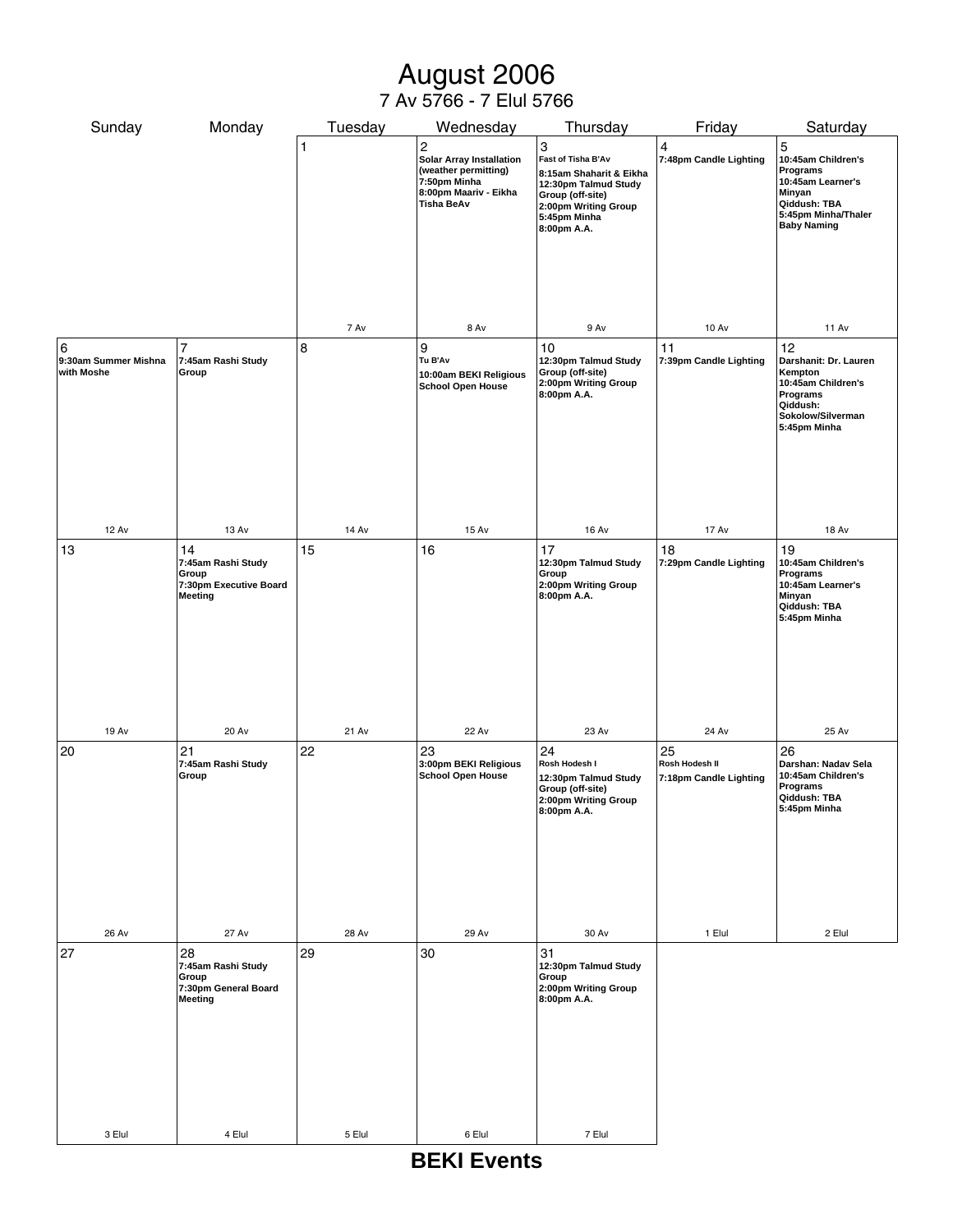# August 2006

7 Av 5766 - 7 Elul 5766

| Sunday | Monday | Tuesday | Wednesday | Thursday | Friday | Saturday |
|---|---|---|---|---|---|---|
| | | 1<br><br>7 Av | 2<br>**Solar Array Installation (weather permitting)**<br>**7:50pm Minha**<br>**8:00pm Maariv - Eikha Tisha BeAv**<br><br>8 Av | 3<br>**Fast of Tisha B'Av**<br>**8:15am Shaharit & Eikha**<br>**12:30pm Talmud Study Group (off-site)**<br>**2:00pm Writing Group**<br>**5:45pm Minha**<br>**8:00pm A.A.**<br><br>9 Av | 4<br>**7:48pm Candle Lighting**<br><br>10 Av | 5<br>**10:45am Children's Programs**<br>**10:45am Learner's Minyan**<br>**Qiddush: TBA**<br>**5:45pm Minha/Thaler Baby Naming**<br><br>11 Av |
| 6<br>**9:30am Summer Mishna with Moshe**<br><br>12 Av | 7<br>**7:45am Rashi Study Group**<br><br>13 Av | 8<br><br>14 Av | 9<br>**Tu B'Av**<br>**10:00am BEKI Religious School Open House**<br><br>15 Av | 10<br>**12:30pm Talmud Study Group (off-site)**<br>**2:00pm Writing Group**<br>**8:00pm A.A.**<br><br>16 Av | 11<br>**7:39pm Candle Lighting**<br><br>17 Av | 12<br>**Darshanit: Dr. Lauren Kempton**<br>**10:45am Children's Programs**<br>**Qiddush: Sokolow/Silverman**<br>**5:45pm Minha**<br><br>18 Av |
| 13<br><br>19 Av | 14<br>**7:45am Rashi Study Group**<br>**7:30pm Executive Board Meeting**<br><br>20 Av | 15<br><br>21 Av | 16<br><br>22 Av | 17<br>**12:30pm Talmud Study Group**<br>**2:00pm Writing Group**<br>**8:00pm A.A.**<br><br>23 Av | 18<br>**7:29pm Candle Lighting**<br><br>24 Av | 19<br>**10:45am Children's Programs**<br>**10:45am Learner's Minyan**<br>**Qiddush: TBA**<br>**5:45pm Minha**<br><br>25 Av |
| 20<br><br>26 Av | 21<br>**7:45am Rashi Study Group**<br><br>27 Av | 22<br><br>28 Av | 23<br>**3:00pm BEKI Religious School Open House**<br><br>29 Av | 24<br>**Rosh Hodesh I**<br>**12:30pm Talmud Study Group (off-site)**<br>**2:00pm Writing Group**<br>**8:00pm A.A.**<br><br>30 Av | 25<br>**Rosh Hodesh II**<br>**7:18pm Candle Lighting**<br><br>1 Elul | 26<br>**Darshan: Nadav Sela**<br>**10:45am Children's Programs**<br>**Qiddush: TBA**<br>**5:45pm Minha**<br><br>2 Elul |
| 27<br><br>3 Elul | 28<br>**7:45am Rashi Study Group**<br>**7:30pm General Board Meeting**<br><br>4 Elul | 29<br><br>5 Elul | 30<br><br>6 Elul | 31<br>**12:30pm Talmud Study Group**<br>**2:00pm Writing Group**<br>**8:00pm A.A.**<br><br>7 Elul | | |

**BEKI Events**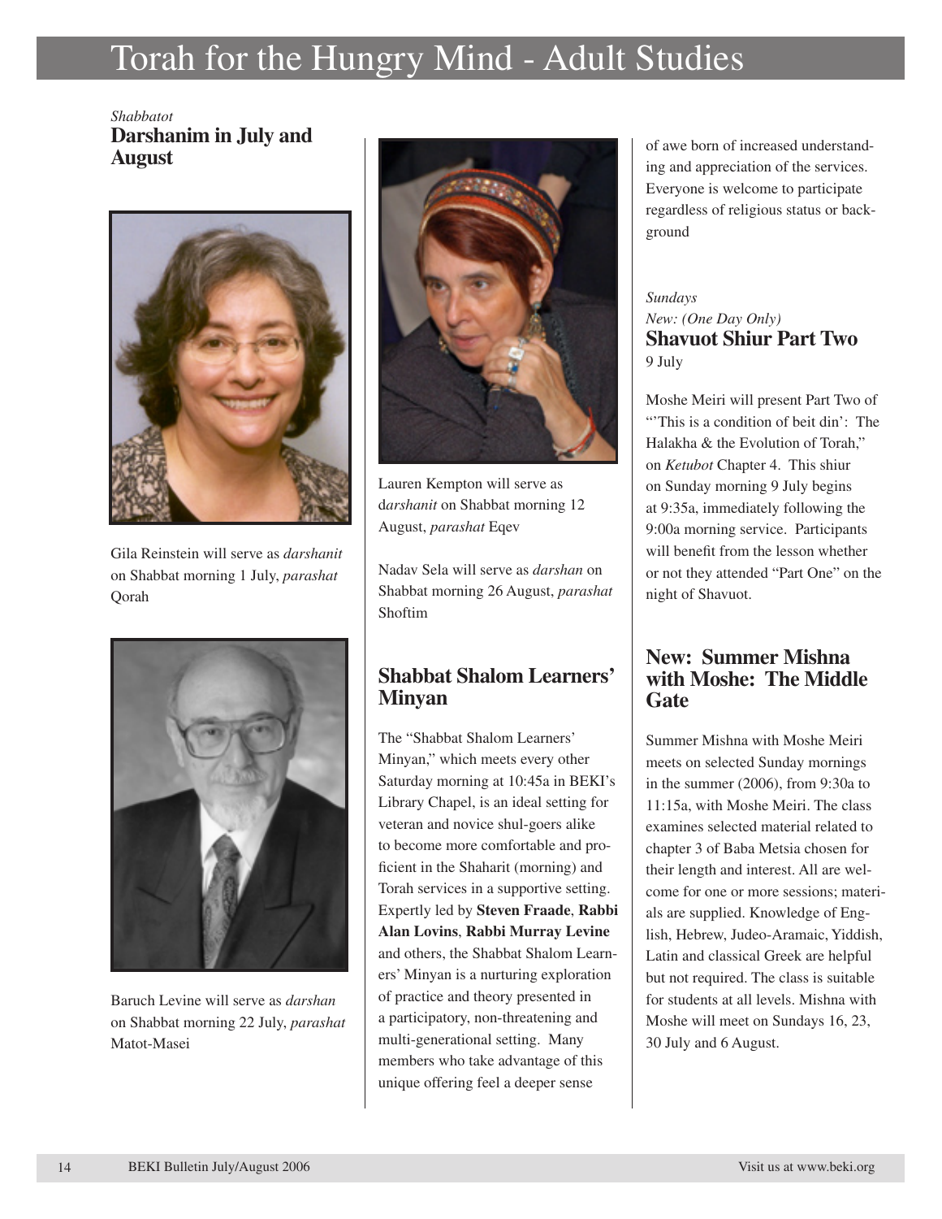# Torah for the Hungry Mind - Adult Studies

*Shabbatot*

## Darshanim in July and August

Gila Reinstein will serve as *darshanit* on Shabbat morning 1 July, *parashat* Qorah

Baruch Levine will serve as *darshan* on Shabbat morning 22 July, *parashat* Matot-Masei

Lauren Kempton will serve as d*arshanit* on Shabbat morning 12 August, *parashat* Eqev

Nadav Sela will serve as *darshan* on Shabbat morning 26 August, *parashat* Shoftim

## Shabbat Shalom Learners' Minyan

The "Shabbat Shalom Learners' Minyan," which meets every other Saturday morning at 10:45a in BEKI's Library Chapel, is an ideal setting for veteran and novice shul-goers alike to become more comfortable and proficient in the Shaharit (morning) and Torah services in a supportive setting. Expertly led by **Steven Fraade**, **Rabbi Alan Lovins**, **Rabbi Murray Levine** and others, the Shabbat Shalom Learners' Minyan is a nurturing exploration of practice and theory presented in a participatory, non-threatening and multi-generational setting. Many members who take advantage of this unique offering feel a deeper sense of awe born of increased understanding and appreciation of the services. Everyone is welcome to participate regardless of religious status or background

*Sundays*
*New: (One Day Only)*

## Shavuot Shiur Part Two

9 July

Moshe Meiri will present Part Two of "'This is a condition of beit din': The Halakha & the Evolution of Torah," on *Ketubot* Chapter 4. This shiur on Sunday morning 9 July begins at 9:35a, immediately following the 9:00a morning service. Participants will benefit from the lesson whether or not they attended "Part One" on the night of Shavuot.

## New: Summer Mishna with Moshe: The Middle Gate

Summer Mishna with Moshe Meiri meets on selected Sunday mornings in the summer (2006), from 9:30a to 11:15a, with Moshe Meiri. The class examines selected material related to chapter 3 of Baba Metsia chosen for their length and interest. All are welcome for one or more sessions; materials are supplied. Knowledge of English, Hebrew, Judeo-Aramaic, Yiddish, Latin and classical Greek are helpful but not required. The class is suitable for students at all levels. Mishna with Moshe will meet on Sundays 16, 23, 30 July and 6 August.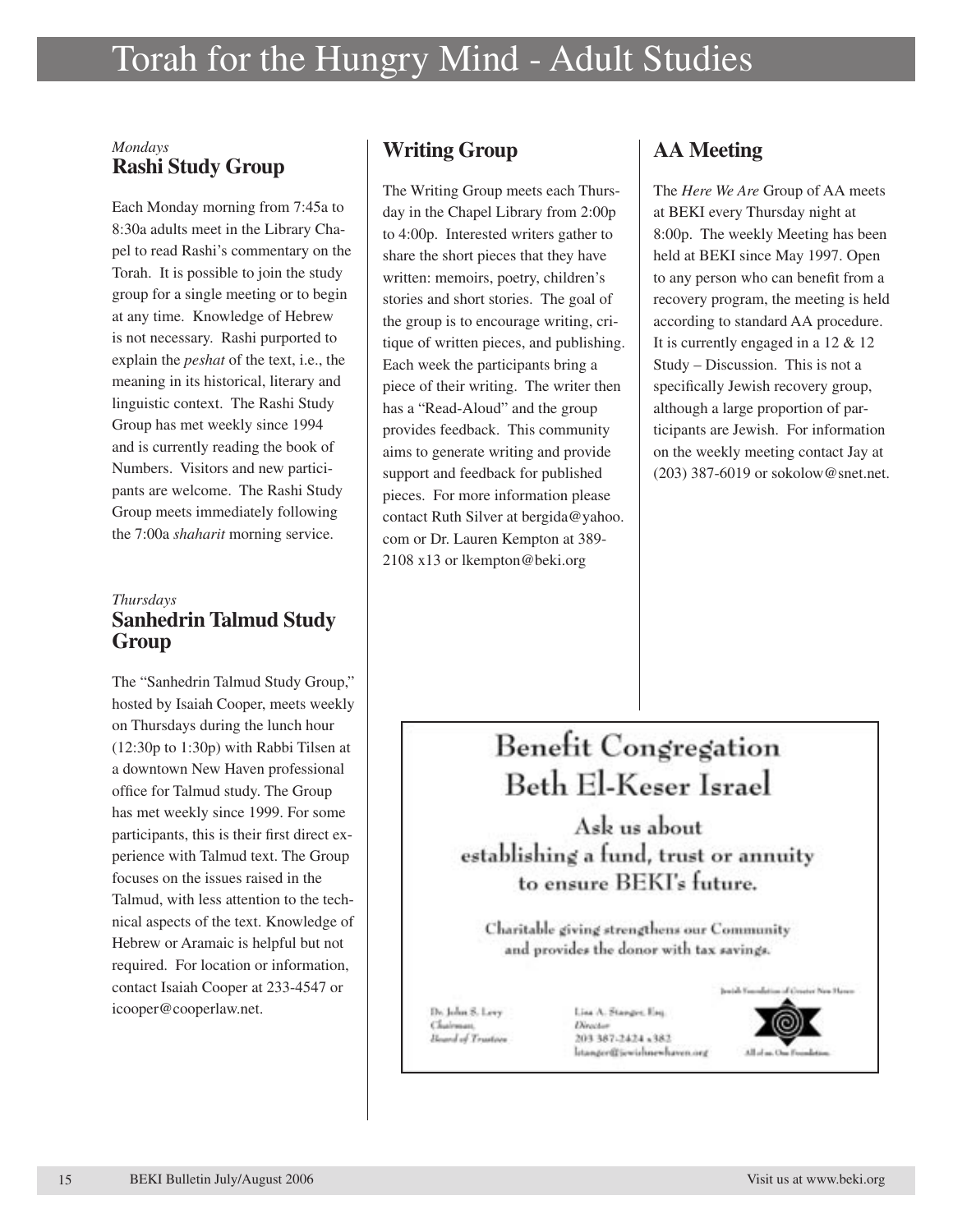# Torah for the Hungry Mind - Adult Studies

*Mondays*

## Rashi Study Group

Each Monday morning from 7:45a to 8:30a adults meet in the Library Chapel to read Rashi's commentary on the Torah. It is possible to join the study group for a single meeting or to begin at any time. Knowledge of Hebrew is not necessary. Rashi purported to explain the *peshat* of the text, i.e., the meaning in its historical, literary and linguistic context. The Rashi Study Group has met weekly since 1994 and is currently reading the book of Numbers. Visitors and new participants are welcome. The Rashi Study Group meets immediately following the 7:00a *shaharit* morning service.

*Thursdays*

## Sanhedrin Talmud Study Group

The "Sanhedrin Talmud Study Group," hosted by Isaiah Cooper, meets weekly on Thursdays during the lunch hour (12:30p to 1:30p) with Rabbi Tilsen at a downtown New Haven professional office for Talmud study. The Group has met weekly since 1999. For some participants, this is their first direct experience with Talmud text. The Group focuses on the issues raised in the Talmud, with less attention to the technical aspects of the text. Knowledge of Hebrew or Aramaic is helpful but not required. For location or information, contact Isaiah Cooper at 233-4547 or icooper@cooperlaw.net.

## Writing Group

The Writing Group meets each Thursday in the Chapel Library from 2:00p to 4:00p. Interested writers gather to share the short pieces that they have written: memoirs, poetry, children's stories and short stories. The goal of the group is to encourage writing, critique of written pieces, and publishing. Each week the participants bring a piece of their writing. The writer then has a "Read-Aloud" and the group provides feedback. This community aims to generate writing and provide support and feedback for published pieces. For more information please contact Ruth Silver at bergida@yahoo.com or Dr. Lauren Kempton at 389-2108 x13 or lkempton@beki.org

## AA Meeting

The *Here We Are* Group of AA meets at BEKI every Thursday night at 8:00p. The weekly Meeting has been held at BEKI since May 1997. Open to any person who can benefit from a recovery program, the meeting is held according to standard AA procedure. It is currently engaged in a 12 & 12 Study – Discussion. This is not a specifically Jewish recovery group, although a large proportion of participants are Jewish. For information on the weekly meeting contact Jay at (203) 387-6019 or sokolow@snet.net.

## Benefit Congregation Beth El-Keser Israel

Ask us about establishing a fund, trust or annuity to ensure BEKI's future.

Charitable giving strengthens our Community and provides the donor with tax savings.

Dr. John S. Levy
*Chairman, Board of Trustees*

Lisa A. Stanger, Esq.
*Director*
203 387-2424 x382
lstanger@jewishnewhaven.org

Jewish Foundation of Greater New Haven
All of us. One Foundation.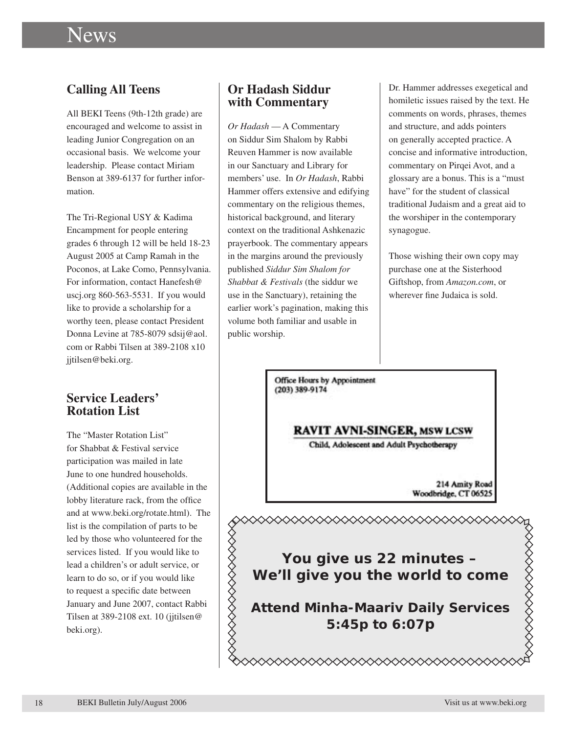# News

## Calling All Teens

All BEKI Teens (9th-12th grade) are encouraged and welcome to assist in leading Junior Congregation on an occasional basis. We welcome your leadership. Please contact Miriam Benson at 389-6137 for further information.

The Tri-Regional USY & Kadima Encampment for people entering grades 6 through 12 will be held 18-23 August 2005 at Camp Ramah in the Poconos, at Lake Como, Pennsylvania. For information, contact Hanefesh@uscj.org 860-563-5531. If you would like to provide a scholarship for a worthy teen, please contact President Donna Levine at 785-8079 sdsij@aol.com or Rabbi Tilsen at 389-2108 x10 jjtilsen@beki.org.

## Service Leaders' Rotation List

The "Master Rotation List" for Shabbat & Festival service participation was mailed in late June to one hundred households. (Additional copies are available in the lobby literature rack, from the office and at www.beki.org/rotate.html). The list is the compilation of parts to be led by those who volunteered for the services listed. If you would like to lead a children's or adult service, or learn to do so, or if you would like to request a specific date between January and June 2007, contact Rabbi Tilsen at 389-2108 ext. 10 (jjtilsen@beki.org).

## Or Hadash Siddur with Commentary

*Or Hadash* — A Commentary on Siddur Sim Shalom by Rabbi Reuven Hammer is now available in our Sanctuary and Library for members' use. In *Or Hadash*, Rabbi Hammer offers extensive and edifying commentary on the religious themes, historical background, and literary context on the traditional Ashkenazic prayerbook. The commentary appears in the margins around the previously published *Siddur Sim Shalom for Shabbat & Festivals* (the siddur we use in the Sanctuary), retaining the earlier work's pagination, making this volume both familiar and usable in public worship.

Dr. Hammer addresses exegetical and homiletic issues raised by the text. He comments on words, phrases, themes and structure, and adds pointers on generally accepted practice. A concise and informative introduction, commentary on Pirqei Avot, and a glossary are a bonus. This is a "must have" for the student of classical traditional Judaism and a great aid to the worshiper in the contemporary synagogue.

Those wishing their own copy may purchase one at the Sisterhood Giftshop, from *Amazon.com*, or wherever fine Judaica is sold.

Office Hours by Appointment
(203) 389-9174

**RAVIT AVNI-SINGER, MSW LCSW**
Child, Adolescent and Adult Psychotherapy

214 Amity Road
Woodbridge, CT 06525

**You give us 22 minutes –**
**We'll give you the world to come**

**Attend Minha-Maariv Daily Services**
**5:45p to 6:07p**